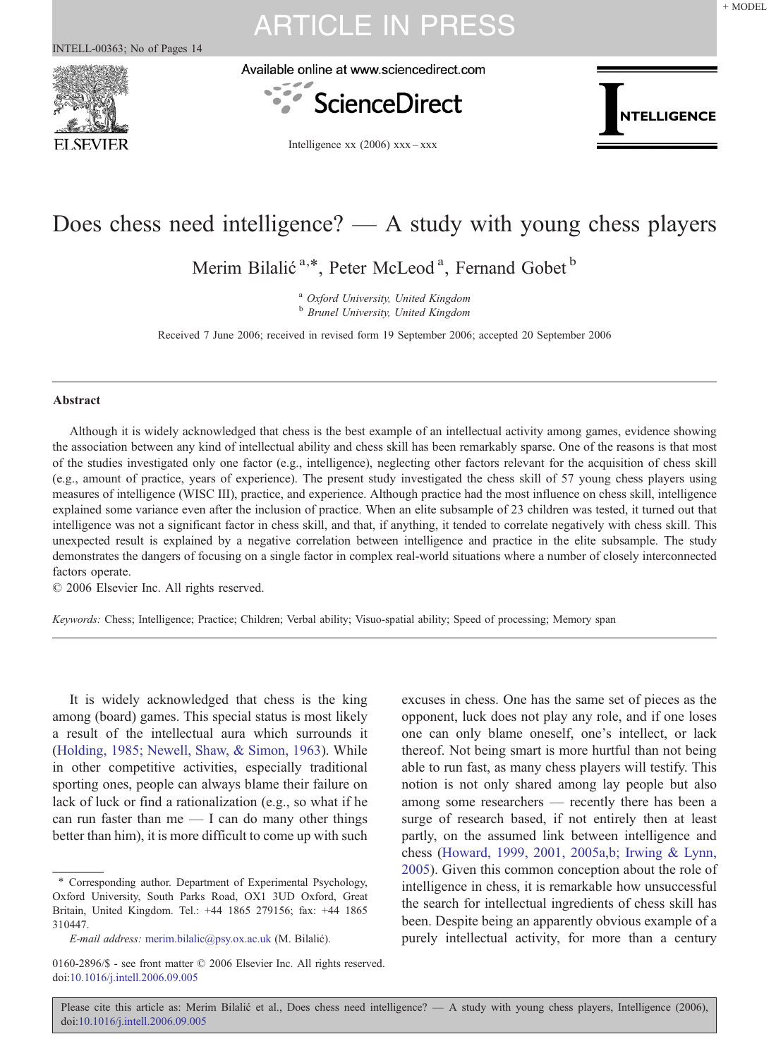# Does chess need intelligence? — A study with young chess players

Merim Bilalić [a,*], Peter McLeod [a], Fernand Gobet [b]

[a] *Oxford University, United Kingdom*
[b] *Brunel University, United Kingdom*

Received 7 June 2006; received in revised form 19 September 2006; accepted 20 September 2006

## Abstract

Although it is widely acknowledged that chess is the best example of an intellectual activity among games, evidence showing the association between any kind of intellectual ability and chess skill has been remarkably sparse. One of the reasons is that most of the studies investigated only one factor (e.g., intelligence), neglecting other factors relevant for the acquisition of chess skill (e.g., amount of practice, years of experience). The present study investigated the chess skill of 57 young chess players using measures of intelligence (WISC III), practice, and experience. Although practice had the most influence on chess skill, intelligence explained some variance even after the inclusion of practice. When an elite subsample of 23 children was tested, it turned out that intelligence was not a significant factor in chess skill, and that, if anything, it tended to correlate negatively with chess skill. This unexpected result is explained by a negative correlation between intelligence and practice in the elite subsample. The study demonstrates the dangers of focusing on a single factor in complex real-world situations where a number of closely interconnected factors operate.

© 2006 Elsevier Inc. All rights reserved.

*Keywords:* Chess; Intelligence; Practice; Children; Verbal ability; Visuo-spatial ability; Speed of processing; Memory span

---

It is widely acknowledged that chess is the king among (board) games. This special status is most likely a result of the intellectual aura which surrounds it (Holding, 1985; Newell, Shaw, & Simon, 1963). While in other competitive activities, especially traditional sporting ones, people can always blame their failure on lack of luck or find a rationalization (e.g., so what if he can run faster than me — I can do many other things better than him), it is more difficult to come up with such excuses in chess. One has the same set of pieces as the opponent, luck does not play any role, and if one loses one can only blame oneself, one's intellect, or lack thereof. Not being smart is more hurtful than not being able to run fast, as many chess players will testify. This notion is not only shared among lay people but also among some researchers — recently there has been a surge of research based, if not entirely then at least partly, on the assumed link between intelligence and chess (Howard, 1999, 2001, 2005a,b; Irwing & Lynn, 2005). Given this common conception about the role of intelligence in chess, it is remarkable how unsuccessful the search for intellectual ingredients of chess skill has been. Despite being an apparently obvious example of a purely intellectual activity, for more than a century

---

\* Corresponding author. Department of Experimental Psychology, Oxford University, South Parks Road, OX1 3UD Oxford, Great Britain, United Kingdom. Tel.: +44 1865 279156; fax: +44 1865 310447.

*E-mail address:* merim.bilalic@psy.ox.ac.uk (M. Bilalić).

0160-2896/$ - see front matter © 2006 Elsevier Inc. All rights reserved.
doi:10.1016/j.intell.2006.09.005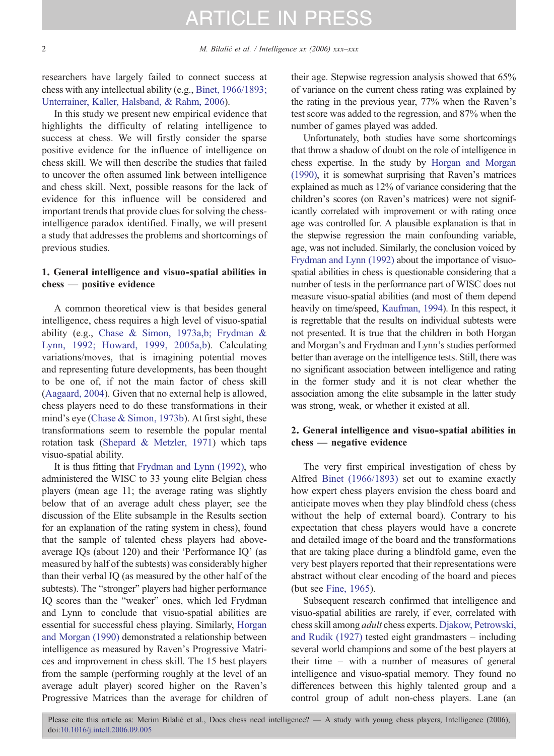researchers have largely failed to connect success at chess with any intellectual ability (e.g., Binet, 1966/1893; Unterrainer, Kaller, Halsband, & Rahm, 2006).

In this study we present new empirical evidence that highlights the difficulty of relating intelligence to success at chess. We will firstly consider the sparse positive evidence for the influence of intelligence on chess skill. We will then describe the studies that failed to uncover the often assumed link between intelligence and chess skill. Next, possible reasons for the lack of evidence for this influence will be considered and important trends that provide clues for solving the chess-intelligence paradox identified. Finally, we will present a study that addresses the problems and shortcomings of previous studies.

## 1. General intelligence and visuo-spatial abilities in chess — positive evidence

A common theoretical view is that besides general intelligence, chess requires a high level of visuo-spatial ability (e.g., Chase & Simon, 1973a,b; Frydman & Lynn, 1992; Howard, 1999, 2005a,b). Calculating variations/moves, that is imagining potential moves and representing future developments, has been thought to be one of, if not the main factor of chess skill (Aagaard, 2004). Given that no external help is allowed, chess players need to do these transformations in their mind's eye (Chase & Simon, 1973b). At first sight, these transformations seem to resemble the popular mental rotation task (Shepard & Metzler, 1971) which taps visuo-spatial ability.

It is thus fitting that Frydman and Lynn (1992), who administered the WISC to 33 young elite Belgian chess players (mean age 11; the average rating was slightly below that of an average adult chess player; see the discussion of the Elite subsample in the Results section for an explanation of the rating system in chess), found that the sample of talented chess players had above-average IQs (about 120) and their 'Performance IQ' (as measured by half of the subtests) was considerably higher than their verbal IQ (as measured by the other half of the subtests). The "stronger" players had higher performance IQ scores than the "weaker" ones, which led Frydman and Lynn to conclude that visuo-spatial abilities are essential for successful chess playing. Similarly, Horgan and Morgan (1990) demonstrated a relationship between intelligence as measured by Raven's Progressive Matrices and improvement in chess skill. The 15 best players from the sample (performing roughly at the level of an average adult player) scored higher on the Raven's Progressive Matrices than the average for children of their age. Stepwise regression analysis showed that 65% of variance on the current chess rating was explained by the rating in the previous year, 77% when the Raven's test score was added to the regression, and 87% when the number of games played was added.

Unfortunately, both studies have some shortcomings that throw a shadow of doubt on the role of intelligence in chess expertise. In the study by Horgan and Morgan (1990), it is somewhat surprising that Raven's matrices explained as much as 12% of variance considering that the children's scores (on Raven's matrices) were not significantly correlated with improvement or with rating once age was controlled for. A plausible explanation is that in the stepwise regression the main confounding variable, age, was not included. Similarly, the conclusion voiced by Frydman and Lynn (1992) about the importance of visuo-spatial abilities in chess is questionable considering that a number of tests in the performance part of WISC does not measure visuo-spatial abilities (and most of them depend heavily on time/speed, Kaufman, 1994). In this respect, it is regrettable that the results on individual subtests were not presented. It is true that the children in both Horgan and Morgan's and Frydman and Lynn's studies performed better than average on the intelligence tests. Still, there was no significant association between intelligence and rating in the former study and it is not clear whether the association among the elite subsample in the latter study was strong, weak, or whether it existed at all.

## 2. General intelligence and visuo-spatial abilities in chess — negative evidence

The very first empirical investigation of chess by Alfred Binet (1966/1893) set out to examine exactly how expert chess players envision the chess board and anticipate moves when they play blindfold chess (chess without the help of external board). Contrary to his expectation that chess players would have a concrete and detailed image of the board and the transformations that are taking place during a blindfold game, even the very best players reported that their representations were abstract without clear encoding of the board and pieces (but see Fine, 1965).

Subsequent research confirmed that intelligence and visuo-spatial abilities are rarely, if ever, correlated with chess skill among *adult* chess experts. Djakow, Petrowski, and Rudik (1927) tested eight grandmasters – including several world champions and some of the best players at their time – with a number of measures of general intelligence and visuo-spatial memory. They found no differences between this highly talented group and a control group of adult non-chess players. Lane (an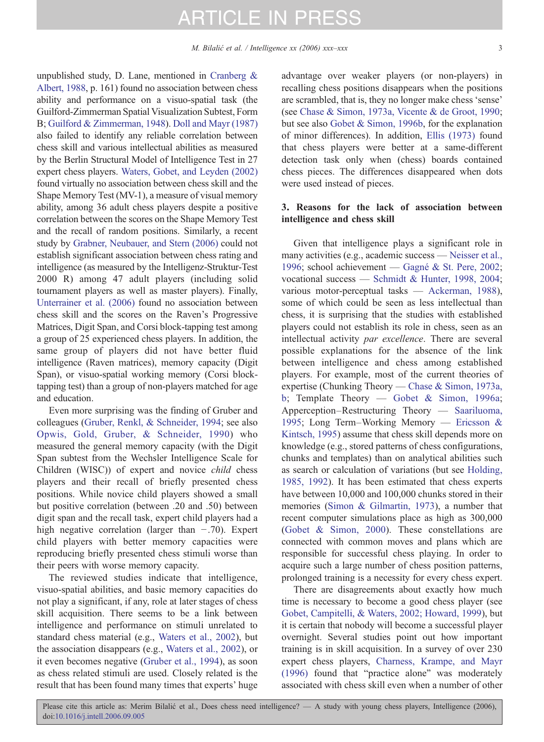unpublished study, D. Lane, mentioned in Cranberg & Albert, 1988, p. 161) found no association between chess ability and performance on a visuo-spatial task (the Guilford-Zimmerman Spatial Visualization Subtest, Form B; Guilford & Zimmerman, 1948). Doll and Mayr (1987) also failed to identify any reliable correlation between chess skill and various intellectual abilities as measured by the Berlin Structural Model of Intelligence Test in 27 expert chess players. Waters, Gobet, and Leyden (2002) found virtually no association between chess skill and the Shape Memory Test (MV-1), a measure of visual memory ability, among 36 adult chess players despite a positive correlation between the scores on the Shape Memory Test and the recall of random positions. Similarly, a recent study by Grabner, Neubauer, and Stern (2006) could not establish significant association between chess rating and intelligence (as measured by the Intelligenz-Struktur-Test 2000 R) among 47 adult players (including solid tournament players as well as master players). Finally, Unterrainer et al. (2006) found no association between chess skill and the scores on the Raven's Progressive Matrices, Digit Span, and Corsi block-tapping test among a group of 25 experienced chess players. In addition, the same group of players did not have better fluid intelligence (Raven matrices), memory capacity (Digit Span), or visuo-spatial working memory (Corsi block-tapping test) than a group of non-players matched for age and education.

Even more surprising was the finding of Gruber and colleagues (Gruber, Renkl, & Schneider, 1994; see also Opwis, Gold, Gruber, & Schneider, 1990) who measured the general memory capacity (with the Digit Span subtest from the Wechsler Intelligence Scale for Children (WISC)) of expert and novice *child* chess players and their recall of briefly presented chess positions. While novice child players showed a small but positive correlation (between .20 and .50) between digit span and the recall task, expert child players had a high negative correlation (larger than −.70). Expert child players with better memory capacities were reproducing briefly presented chess stimuli worse than their peers with worse memory capacity.

The reviewed studies indicate that intelligence, visuo-spatial abilities, and basic memory capacities do not play a significant, if any, role at later stages of chess skill acquisition. There seems to be a link between intelligence and performance on stimuli unrelated to standard chess material (e.g., Waters et al., 2002), but the association disappears (e.g., Waters et al., 2002), or it even becomes negative (Gruber et al., 1994), as soon as chess related stimuli are used. Closely related is the result that has been found many times that experts' huge advantage over weaker players (or non-players) in recalling chess positions disappears when the positions are scrambled, that is, they no longer make chess 'sense' (see Chase & Simon, 1973a, Vicente & de Groot, 1990; but see also Gobet & Simon, 1996b, for the explanation of minor differences). In addition, Ellis (1973) found that chess players were better at a same-different detection task only when (chess) boards contained chess pieces. The differences disappeared when dots were used instead of pieces.

## 3. Reasons for the lack of association between intelligence and chess skill

Given that intelligence plays a significant role in many activities (e.g., academic success — Neisser et al., 1996; school achievement — Gagné & St. Pere, 2002; vocational success — Schmidt & Hunter, 1998, 2004; various motor-perceptual tasks — Ackerman, 1988), some of which could be seen as less intellectual than chess, it is surprising that the studies with established players could not establish its role in chess, seen as an intellectual activity *par excellence*. There are several possible explanations for the absence of the link between intelligence and chess among established players. For example, most of the current theories of expertise (Chunking Theory — Chase & Simon, 1973a, b; Template Theory — Gobet & Simon, 1996a; Apperception–Restructuring Theory — Saariluoma, 1995; Long Term–Working Memory — Ericsson & Kintsch, 1995) assume that chess skill depends more on knowledge (e.g., stored patterns of chess configurations, chunks and templates) than on analytical abilities such as search or calculation of variations (but see Holding, 1985, 1992). It has been estimated that chess experts have between 10,000 and 100,000 chunks stored in their memories (Simon & Gilmartin, 1973), a number that recent computer simulations place as high as 300,000 (Gobet & Simon, 2000). These constellations are connected with common moves and plans which are responsible for successful chess playing. In order to acquire such a large number of chess position patterns, prolonged training is a necessity for every chess expert.

There are disagreements about exactly how much time is necessary to become a good chess player (see Gobet, Campitelli, & Waters, 2002; Howard, 1999), but it is certain that nobody will become a successful player overnight. Several studies point out how important training is in skill acquisition. In a survey of over 230 expert chess players, Charness, Krampe, and Mayr (1996) found that "practice alone" was moderately associated with chess skill even when a number of other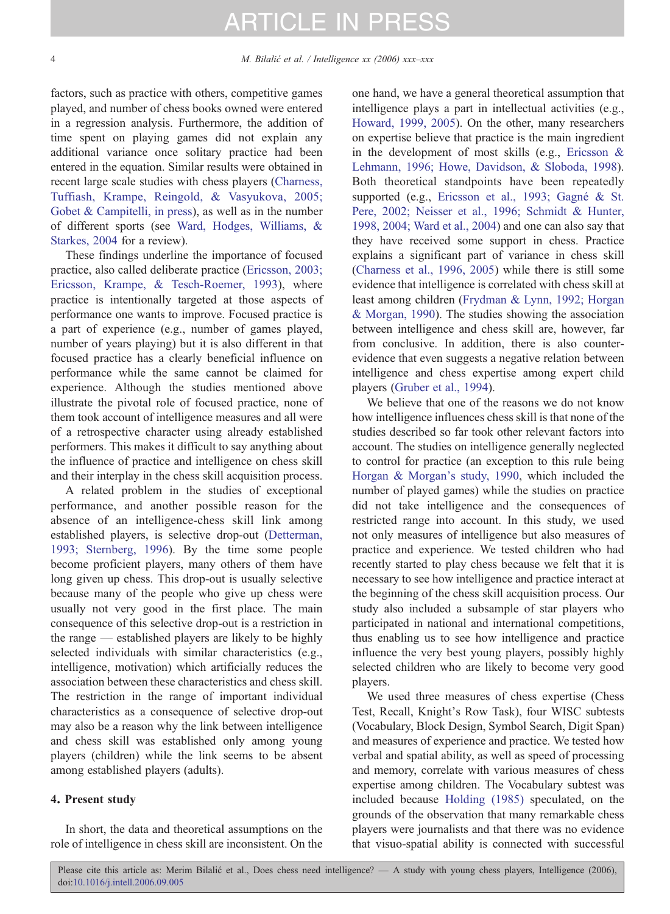factors, such as practice with others, competitive games played, and number of chess books owned were entered in a regression analysis. Furthermore, the addition of time spent on playing games did not explain any additional variance once solitary practice had been entered in the equation. Similar results were obtained in recent large scale studies with chess players (Charness, Tuffiash, Krampe, Reingold, & Vasyukova, 2005; Gobet & Campitelli, in press), as well as in the number of different sports (see Ward, Hodges, Williams, & Starkes, 2004 for a review).

These findings underline the importance of focused practice, also called deliberate practice (Ericsson, 2003; Ericsson, Krampe, & Tesch-Roemer, 1993), where practice is intentionally targeted at those aspects of performance one wants to improve. Focused practice is a part of experience (e.g., number of games played, number of years playing) but it is also different in that focused practice has a clearly beneficial influence on performance while the same cannot be claimed for experience. Although the studies mentioned above illustrate the pivotal role of focused practice, none of them took account of intelligence measures and all were of a retrospective character using already established performers. This makes it difficult to say anything about the influence of practice and intelligence on chess skill and their interplay in the chess skill acquisition process.

A related problem in the studies of exceptional performance, and another possible reason for the absence of an intelligence-chess skill link among established players, is selective drop-out (Detterman, 1993; Sternberg, 1996). By the time some people become proficient players, many others of them have long given up chess. This drop-out is usually selective because many of the people who give up chess were usually not very good in the first place. The main consequence of this selective drop-out is a restriction in the range — established players are likely to be highly selected individuals with similar characteristics (e.g., intelligence, motivation) which artificially reduces the association between these characteristics and chess skill. The restriction in the range of important individual characteristics as a consequence of selective drop-out may also be a reason why the link between intelligence and chess skill was established only among young players (children) while the link seems to be absent among established players (adults).

## 4. Present study

In short, the data and theoretical assumptions on the role of intelligence in chess skill are inconsistent. On the one hand, we have a general theoretical assumption that intelligence plays a part in intellectual activities (e.g., Howard, 1999, 2005). On the other, many researchers on expertise believe that practice is the main ingredient in the development of most skills (e.g., Ericsson & Lehmann, 1996; Howe, Davidson, & Sloboda, 1998). Both theoretical standpoints have been repeatedly supported (e.g., Ericsson et al., 1993; Gagné & St. Pere, 2002; Neisser et al., 1996; Schmidt & Hunter, 1998, 2004; Ward et al., 2004) and one can also say that they have received some support in chess. Practice explains a significant part of variance in chess skill (Charness et al., 1996, 2005) while there is still some evidence that intelligence is correlated with chess skill at least among children (Frydman & Lynn, 1992; Horgan & Morgan, 1990). The studies showing the association between intelligence and chess skill are, however, far from conclusive. In addition, there is also counter-evidence that even suggests a negative relation between intelligence and chess expertise among expert child players (Gruber et al., 1994).

We believe that one of the reasons we do not know how intelligence influences chess skill is that none of the studies described so far took other relevant factors into account. The studies on intelligence generally neglected to control for practice (an exception to this rule being Horgan & Morgan's study, 1990, which included the number of played games) while the studies on practice did not take intelligence and the consequences of restricted range into account. In this study, we used not only measures of intelligence but also measures of practice and experience. We tested children who had recently started to play chess because we felt that it is necessary to see how intelligence and practice interact at the beginning of the chess skill acquisition process. Our study also included a subsample of star players who participated in national and international competitions, thus enabling us to see how intelligence and practice influence the very best young players, possibly highly selected children who are likely to become very good players.

We used three measures of chess expertise (Chess Test, Recall, Knight's Row Task), four WISC subtests (Vocabulary, Block Design, Symbol Search, Digit Span) and measures of experience and practice. We tested how verbal and spatial ability, as well as speed of processing and memory, correlate with various measures of chess expertise among children. The Vocabulary subtest was included because Holding (1985) speculated, on the grounds of the observation that many remarkable chess players were journalists and that there was no evidence that visuo-spatial ability is connected with successful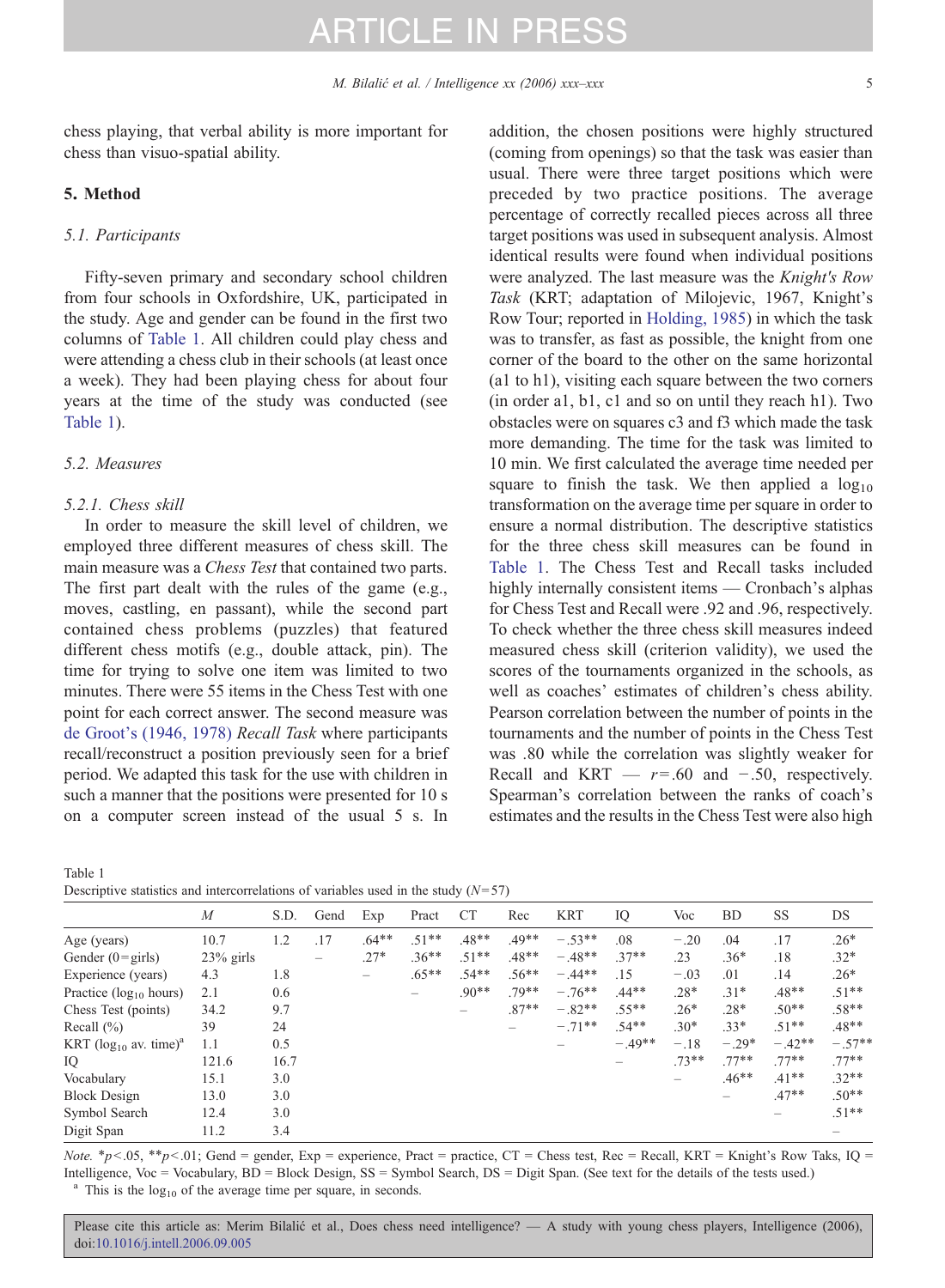chess playing, that verbal ability is more important for chess than visuo-spatial ability.

## 5. Method

### 5.1. Participants

Fifty-seven primary and secondary school children from four schools in Oxfordshire, UK, participated in the study. Age and gender can be found in the first two columns of Table 1. All children could play chess and were attending a chess club in their schools (at least once a week). They had been playing chess for about four years at the time of the study was conducted (see Table 1).

### 5.2. Measures

#### 5.2.1. Chess skill

In order to measure the skill level of children, we employed three different measures of chess skill. The main measure was a *Chess Test* that contained two parts. The first part dealt with the rules of the game (e.g., moves, castling, en passant), while the second part contained chess problems (puzzles) that featured different chess motifs (e.g., double attack, pin). The time for trying to solve one item was limited to two minutes. There were 55 items in the Chess Test with one point for each correct answer. The second measure was de Groot's (1946, 1978) *Recall Task* where participants recall/reconstruct a position previously seen for a brief period. We adapted this task for the use with children in such a manner that the positions were presented for 10 s on a computer screen instead of the usual 5 s. In addition, the chosen positions were highly structured (coming from openings) so that the task was easier than usual. There were three target positions which were preceded by two practice positions. The average percentage of correctly recalled pieces across all three target positions was used in subsequent analysis. Almost identical results were found when individual positions were analyzed. The last measure was the *Knight's Row Task* (KRT; adaptation of Milojevic, 1967, Knight's Row Tour; reported in Holding, 1985) in which the task was to transfer, as fast as possible, the knight from one corner of the board to the other on the same horizontal (a1 to h1), visiting each square between the two corners (in order a1, b1, c1 and so on until they reach h1). Two obstacles were on squares c3 and f3 which made the task more demanding. The time for the task was limited to 10 min. We first calculated the average time needed per square to finish the task. We then applied a $\log_{10}$ transformation on the average time per square in order to ensure a normal distribution. The descriptive statistics for the three chess skill measures can be found in Table 1. The Chess Test and Recall tasks included highly internally consistent items — Cronbach's alphas for Chess Test and Recall were .92 and .96, respectively. To check whether the three chess skill measures indeed measured chess skill (criterion validity), we used the scores of the tournaments organized in the schools, as well as coaches' estimates of children's chess ability. Pearson correlation between the number of points in the tournaments and the number of points in the Chess Test was .80 while the correlation was slightly weaker for Recall and KRT — $r$ = .60 and −.50, respectively. Spearman's correlation between the ranks of coach's estimates and the results in the Chess Test were also high

Table 1
Descriptive statistics and intercorrelations of variables used in the study ($N$ = 57)

| | $M$ | S.D. | Gend | Exp | Pract | CT | Rec | KRT | IQ | Voc | BD | SS | DS |
|---|---|---|---|---|---|---|---|---|---|---|---|---|---|
| Age (years) | 10.7 | 1.2 | .17 | .64** | .51** | .48** | .49** | −.53** | .08 | −.20 | .04 | .17 | .26* |
| Gender (0 = girls) | 23% girls | | – | .27* | .36** | .51** | .48** | −.48** | .37** | .23 | .36* | .18 | .32* |
| Experience (years) | 4.3 | 1.8 | | – | .65** | .54** | .56** | −.44** | .15 | −.03 | .01 | .14 | .26* |
| Practice ($\log_{10}$ hours) | 2.1 | 0.6 | | | – | .90** | .79** | −.76** | .44** | .28* | .31* | .48** | .51** |
| Chess Test (points) | 34.2 | 9.7 | | | | – | .87** | −.82** | .55** | .26* | .28* | .50** | .58** |
| Recall (%) | 39 | 24 | | | | | – | −.71** | .54** | .30* | .33* | .51** | .48** |
| KRT ($\log_{10}$ av. time)[a] | 1.1 | 0.5 | | | | | | – | −.49** | −.18 | −.29* | −.42** | −.57** |
| IQ | 121.6 | 16.7 | | | | | | | – | .73** | .77** | .77** | .77** |
| Vocabulary | 15.1 | 3.0 | | | | | | | | – | .46** | .41** | .32** |
| Block Design | 13.0 | 3.0 | | | | | | | | | – | .47** | .50** |
| Symbol Search | 12.4 | 3.0 | | | | | | | | | | – | .51** |
| Digit Span | 11.2 | 3.4 | | | | | | | | | | | – |

*Note.* *$p$<.05, **$p$<.01; Gend = gender, Exp = experience, Pract = practice, CT = Chess test, Rec = Recall, KRT = Knight's Row Taks, IQ = Intelligence, Voc = Vocabulary, BD = Block Design, SS = Symbol Search, DS = Digit Span. (See text for the details of the tests used.)

[a] This is the $\log_{10}$ of the average time per square, in seconds.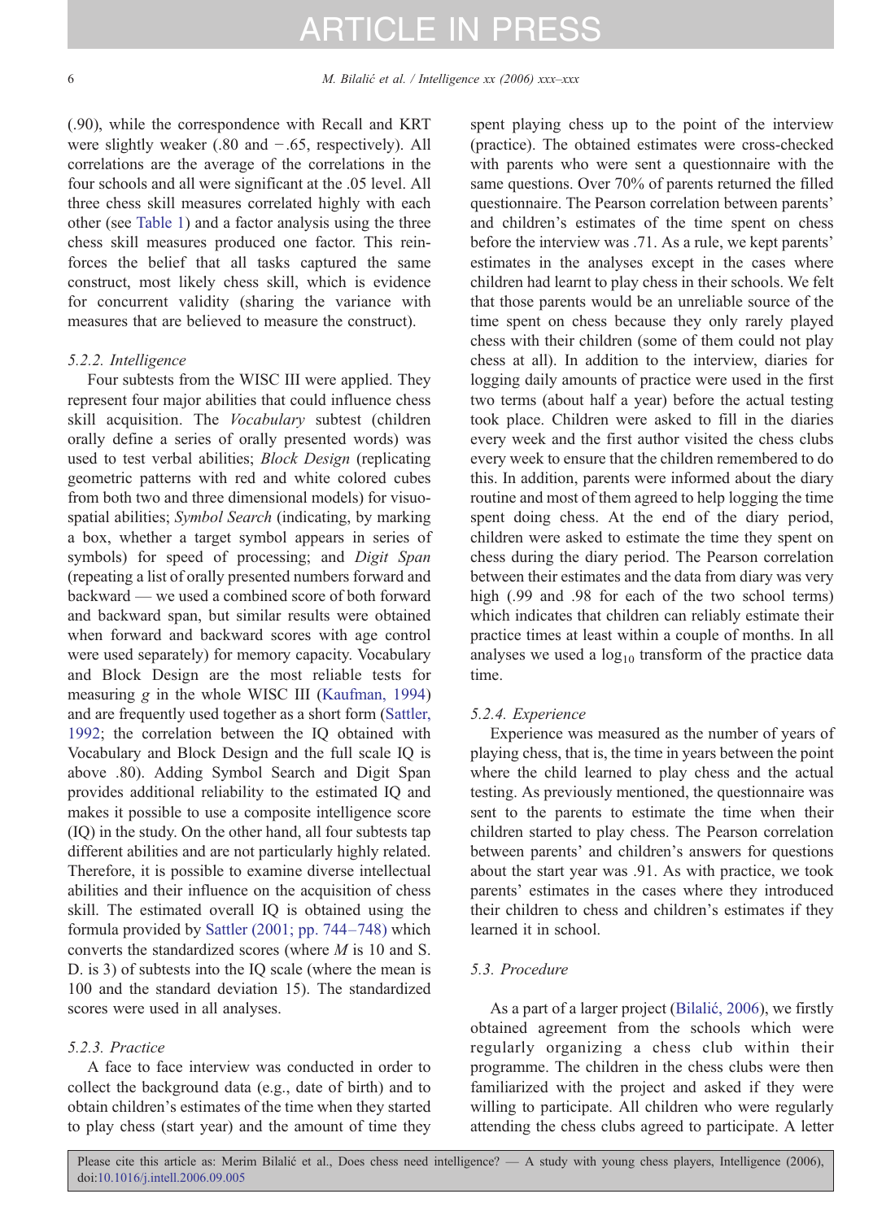(.90), while the correspondence with Recall and KRT were slightly weaker (.80 and −.65, respectively). All correlations are the average of the correlations in the four schools and all were significant at the .05 level. All three chess skill measures correlated highly with each other (see Table 1) and a factor analysis using the three chess skill measures produced one factor. This reinforces the belief that all tasks captured the same construct, most likely chess skill, which is evidence for concurrent validity (sharing the variance with measures that are believed to measure the construct).

### 5.2.2. Intelligence

Four subtests from the WISC III were applied. They represent four major abilities that could influence chess skill acquisition. The *Vocabulary* subtest (children orally define a series of orally presented words) was used to test verbal abilities; *Block Design* (replicating geometric patterns with red and white colored cubes from both two and three dimensional models) for visuo-spatial abilities; *Symbol Search* (indicating, by marking a box, whether a target symbol appears in series of symbols) for speed of processing; and *Digit Span* (repeating a list of orally presented numbers forward and backward — we used a combined score of both forward and backward span, but similar results were obtained when forward and backward scores with age control were used separately) for memory capacity. Vocabulary and Block Design are the most reliable tests for measuring *g* in the whole WISC III (Kaufman, 1994) and are frequently used together as a short form (Sattler, 1992; the correlation between the IQ obtained with Vocabulary and Block Design and the full scale IQ is above .80). Adding Symbol Search and Digit Span provides additional reliability to the estimated IQ and makes it possible to use a composite intelligence score (IQ) in the study. On the other hand, all four subtests tap different abilities and are not particularly highly related. Therefore, it is possible to examine diverse intellectual abilities and their influence on the acquisition of chess skill. The estimated overall IQ is obtained using the formula provided by Sattler (2001; pp. 744–748) which converts the standardized scores (where $M$ is 10 and S.D. is 3) of subtests into the IQ scale (where the mean is 100 and the standard deviation 15). The standardized scores were used in all analyses.

### 5.2.3. Practice

A face to face interview was conducted in order to collect the background data (e.g., date of birth) and to obtain children's estimates of the time when they started to play chess (start year) and the amount of time they spent playing chess up to the point of the interview (practice). The obtained estimates were cross-checked with parents who were sent a questionnaire with the same questions. Over 70% of parents returned the filled questionnaire. The Pearson correlation between parents' and children's estimates of the time spent on chess before the interview was .71. As a rule, we kept parents' estimates in the analyses except in the cases where children had learnt to play chess in their schools. We felt that those parents would be an unreliable source of the time spent on chess because they only rarely played chess with their children (some of them could not play chess at all). In addition to the interview, diaries for logging daily amounts of practice were used in the first two terms (about half a year) before the actual testing took place. Children were asked to fill in the diaries every week and the first author visited the chess clubs every week to ensure that the children remembered to do this. In addition, parents were informed about the diary routine and most of them agreed to help logging the time spent doing chess. At the end of the diary period, children were asked to estimate the time they spent on chess during the diary period. The Pearson correlation between their estimates and the data from diary was very high (.99 and .98 for each of the two school terms) which indicates that children can reliably estimate their practice times at least within a couple of months. In all analyses we used a $\log_{10}$ transform of the practice data time.

### 5.2.4. Experience

Experience was measured as the number of years of playing chess, that is, the time in years between the point where the child learned to play chess and the actual testing. As previously mentioned, the questionnaire was sent to the parents to estimate the time when their children started to play chess. The Pearson correlation between parents' and children's answers for questions about the start year was .91. As with practice, we took parents' estimates in the cases where they introduced their children to chess and children's estimates if they learned it in school.

## 5.3. Procedure

As a part of a larger project (Bilalić, 2006), we firstly obtained agreement from the schools which were regularly organizing a chess club within their programme. The children in the chess clubs were then familiarized with the project and asked if they were willing to participate. All children who were regularly attending the chess clubs agreed to participate. A letter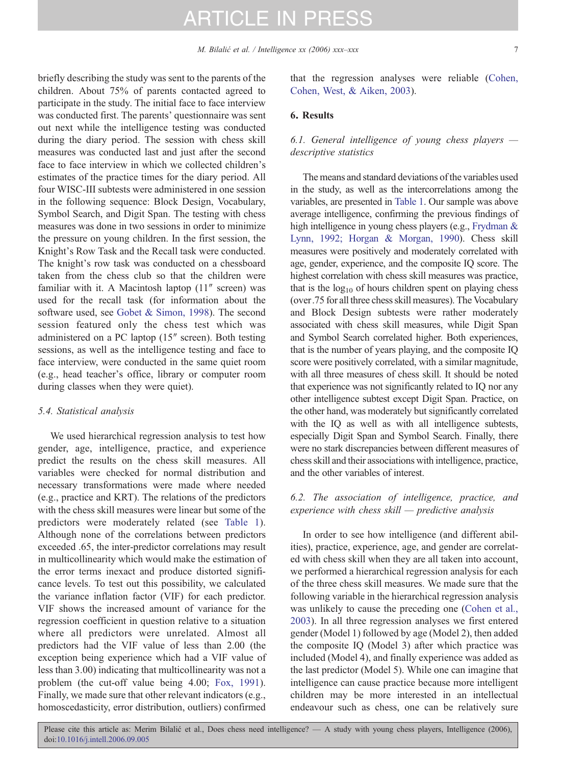briefly describing the study was sent to the parents of the children. About 75% of parents contacted agreed to participate in the study. The initial face to face interview was conducted first. The parents' questionnaire was sent out next while the intelligence testing was conducted during the diary period. The session with chess skill measures was conducted last and just after the second face to face interview in which we collected children's estimates of the practice times for the diary period. All four WISC-III subtests were administered in one session in the following sequence: Block Design, Vocabulary, Symbol Search, and Digit Span. The testing with chess measures was done in two sessions in order to minimize the pressure on young children. In the first session, the Knight's Row Task and the Recall task were conducted. The knight's row task was conducted on a chessboard taken from the chess club so that the children were familiar with it. A Macintosh laptop (11″ screen) was used for the recall task (for information about the software used, see Gobet & Simon, 1998). The second session featured only the chess test which was administered on a PC laptop (15″ screen). Both testing sessions, as well as the intelligence testing and face to face interview, were conducted in the same quiet room (e.g., head teacher's office, library or computer room during classes when they were quiet).

### 5.4. Statistical analysis

We used hierarchical regression analysis to test how gender, age, intelligence, practice, and experience predict the results on the chess skill measures. All variables were checked for normal distribution and necessary transformations were made where needed (e.g., practice and KRT). The relations of the predictors with the chess skill measures were linear but some of the predictors were moderately related (see Table 1). Although none of the correlations between predictors exceeded .65, the inter-predictor correlations may result in multicollinearity which would make the estimation of the error terms inexact and produce distorted significance levels. To test out this possibility, we calculated the variance inflation factor (VIF) for each predictor. VIF shows the increased amount of variance for the regression coefficient in question relative to a situation where all predictors were unrelated. Almost all predictors had the VIF value of less than 2.00 (the exception being experience which had a VIF value of less than 3.00) indicating that multicollinearity was not a problem (the cut-off value being 4.00; Fox, 1991). Finally, we made sure that other relevant indicators (e.g., homoscedasticity, error distribution, outliers) confirmed that the regression analyses were reliable (Cohen, Cohen, West, & Aiken, 2003).

## 6. Results

### 6.1. General intelligence of young chess players — descriptive statistics

The means and standard deviations of the variables used in the study, as well as the intercorrelations among the variables, are presented in Table 1. Our sample was above average intelligence, confirming the previous findings of high intelligence in young chess players (e.g., Frydman & Lynn, 1992; Horgan & Morgan, 1990). Chess skill measures were positively and moderately correlated with age, gender, experience, and the composite IQ score. The highest correlation with chess skill measures was practice, that is the $\log_{10}$ of hours children spent on playing chess (over .75 for all three chess skill measures). The Vocabulary and Block Design subtests were rather moderately associated with chess skill measures, while Digit Span and Symbol Search correlated higher. Both experiences, that is the number of years playing, and the composite IQ score were positively correlated, with a similar magnitude, with all three measures of chess skill. It should be noted that experience was not significantly related to IQ nor any other intelligence subtest except Digit Span. Practice, on the other hand, was moderately but significantly correlated with the IQ as well as with all intelligence subtests, especially Digit Span and Symbol Search. Finally, there were no stark discrepancies between different measures of chess skill and their associations with intelligence, practice, and the other variables of interest.

### 6.2. The association of intelligence, practice, and experience with chess skill — predictive analysis

In order to see how intelligence (and different abilities), practice, experience, age, and gender are correlated with chess skill when they are all taken into account, we performed a hierarchical regression analysis for each of the three chess skill measures. We made sure that the following variable in the hierarchical regression analysis was unlikely to cause the preceding one (Cohen et al., 2003). In all three regression analyses we first entered gender (Model 1) followed by age (Model 2), then added the composite IQ (Model 3) after which practice was included (Model 4), and finally experience was added as the last predictor (Model 5). While one can imagine that intelligence can cause practice because more intelligent children may be more interested in an intellectual endeavour such as chess, one can be relatively sure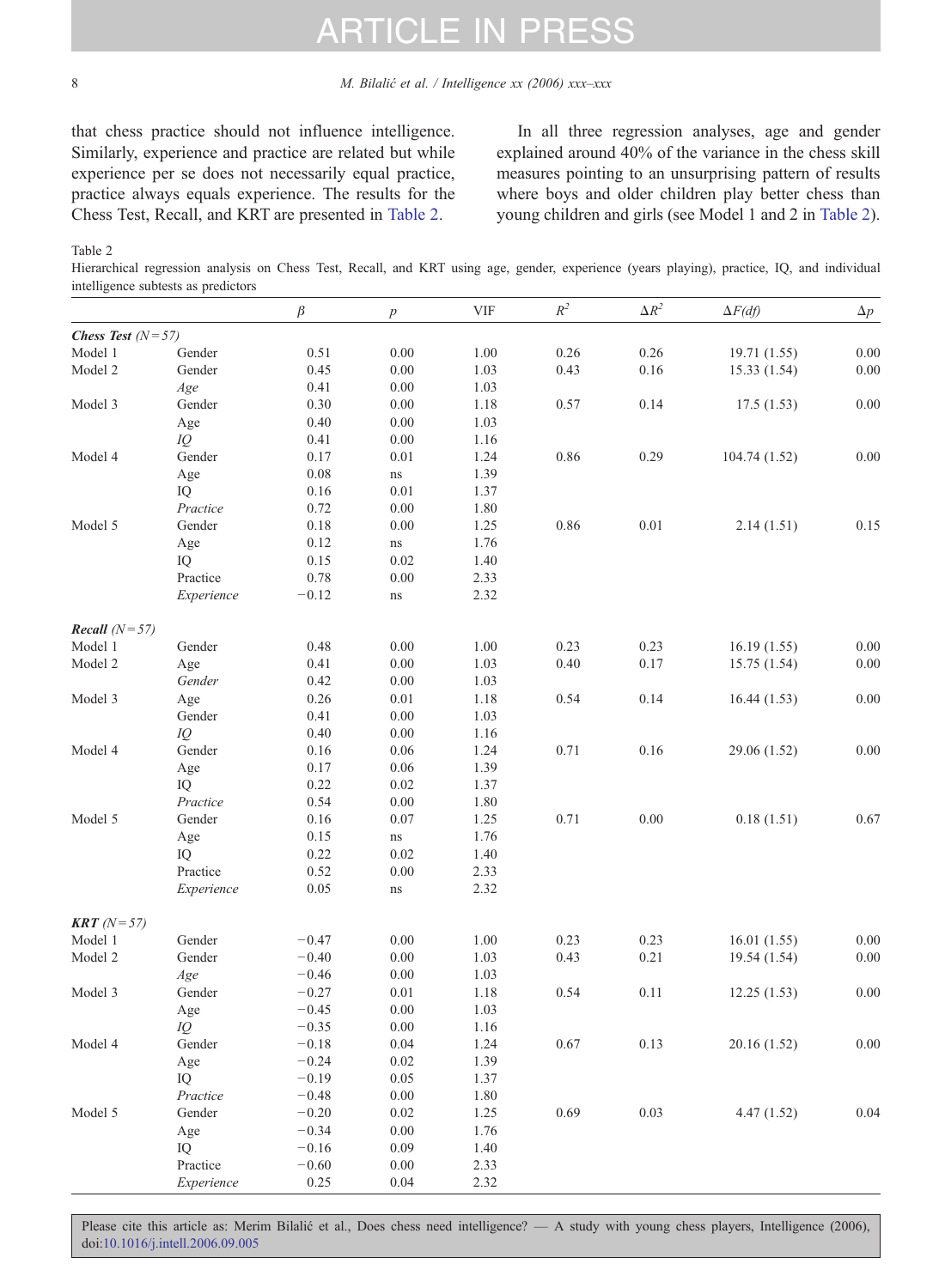that chess practice should not influence intelligence. Similarly, experience and practice are related but while experience per se does not necessarily equal practice, practice always equals experience. The results for the Chess Test, Recall, and KRT are presented in Table 2.

In all three regression analyses, age and gender explained around 40% of the variance in the chess skill measures pointing to an unsurprising pattern of results where boys and older children play better chess than young children and girls (see Model 1 and 2 in Table 2).

Table 2
Hierarchical regression analysis on Chess Test, Recall, and KRT using age, gender, experience (years playing), practice, IQ, and individual intelligence subtests as predictors

| | | $\beta$ | $p$ | VIF | $R^2$ | $\Delta R^2$ | $\Delta F(df)$ | $\Delta p$ |
|---|---|---|---|---|---|---|---|---|
| ***Chess Test*** *(N = 57)* | | | | | | | | |
| Model 1 | Gender | 0.51 | 0.00 | 1.00 | 0.26 | 0.26 | 19.71 (1.55) | 0.00 |
| Model 2 | Gender | 0.45 | 0.00 | 1.03 | 0.43 | 0.16 | 15.33 (1.54) | 0.00 |
| | *Age* | 0.41 | 0.00 | 1.03 | | | | |
| Model 3 | Gender | 0.30 | 0.00 | 1.18 | 0.57 | 0.14 | 17.5 (1.53) | 0.00 |
| | Age | 0.40 | 0.00 | 1.03 | | | | |
| | *IQ* | 0.41 | 0.00 | 1.16 | | | | |
| Model 4 | Gender | 0.17 | 0.01 | 1.24 | 0.86 | 0.29 | 104.74 (1.52) | 0.00 |
| | Age | 0.08 | ns | 1.39 | | | | |
| | IQ | 0.16 | 0.01 | 1.37 | | | | |
| | *Practice* | 0.72 | 0.00 | 1.80 | | | | |
| Model 5 | Gender | 0.18 | 0.00 | 1.25 | 0.86 | 0.01 | 2.14 (1.51) | 0.15 |
| | Age | 0.12 | ns | 1.76 | | | | |
| | IQ | 0.15 | 0.02 | 1.40 | | | | |
| | Practice | 0.78 | 0.00 | 2.33 | | | | |
| | *Experience* | −0.12 | ns | 2.32 | | | | |
| ***Recall*** *(N = 57)* | | | | | | | | |
| Model 1 | Gender | 0.48 | 0.00 | 1.00 | 0.23 | 0.23 | 16.19 (1.55) | 0.00 |
| Model 2 | Age | 0.41 | 0.00 | 1.03 | 0.40 | 0.17 | 15.75 (1.54) | 0.00 |
| | *Gender* | 0.42 | 0.00 | 1.03 | | | | |
| Model 3 | Age | 0.26 | 0.01 | 1.18 | 0.54 | 0.14 | 16.44 (1.53) | 0.00 |
| | Gender | 0.41 | 0.00 | 1.03 | | | | |
| | *IQ* | 0.40 | 0.00 | 1.16 | | | | |
| Model 4 | Gender | 0.16 | 0.06 | 1.24 | 0.71 | 0.16 | 29.06 (1.52) | 0.00 |
| | Age | 0.17 | 0.06 | 1.39 | | | | |
| | IQ | 0.22 | 0.02 | 1.37 | | | | |
| | *Practice* | 0.54 | 0.00 | 1.80 | | | | |
| Model 5 | Gender | 0.16 | 0.07 | 1.25 | 0.71 | 0.00 | 0.18 (1.51) | 0.67 |
| | Age | 0.15 | ns | 1.76 | | | | |
| | IQ | 0.22 | 0.02 | 1.40 | | | | |
| | Practice | 0.52 | 0.00 | 2.33 | | | | |
| | *Experience* | 0.05 | ns | 2.32 | | | | |
| ***KRT*** *(N = 57)* | | | | | | | | |
| Model 1 | Gender | −0.47 | 0.00 | 1.00 | 0.23 | 0.23 | 16.01 (1.55) | 0.00 |
| Model 2 | Gender | −0.40 | 0.00 | 1.03 | 0.43 | 0.21 | 19.54 (1.54) | 0.00 |
| | *Age* | −0.46 | 0.00 | 1.03 | | | | |
| Model 3 | Gender | −0.27 | 0.01 | 1.18 | 0.54 | 0.11 | 12.25 (1.53) | 0.00 |
| | Age | −0.45 | 0.00 | 1.03 | | | | |
| | *IQ* | −0.35 | 0.00 | 1.16 | | | | |
| Model 4 | Gender | −0.18 | 0.04 | 1.24 | 0.67 | 0.13 | 20.16 (1.52) | 0.00 |
| | Age | −0.24 | 0.02 | 1.39 | | | | |
| | IQ | −0.19 | 0.05 | 1.37 | | | | |
| | *Practice* | −0.48 | 0.00 | 1.80 | | | | |
| Model 5 | Gender | −0.20 | 0.02 | 1.25 | 0.69 | 0.03 | 4.47 (1.52) | 0.04 |
| | Age | −0.34 | 0.00 | 1.76 | | | | |
| | IQ | −0.16 | 0.09 | 1.40 | | | | |
| | Practice | −0.60 | 0.00 | 2.33 | | | | |
| | *Experience* | 0.25 | 0.04 | 2.32 | | | | |

Please cite this article as: Merim Bilalić et al., Does chess need intelligence? — A study with young chess players, Intelligence (2006), doi:10.1016/j.intell.2006.09.005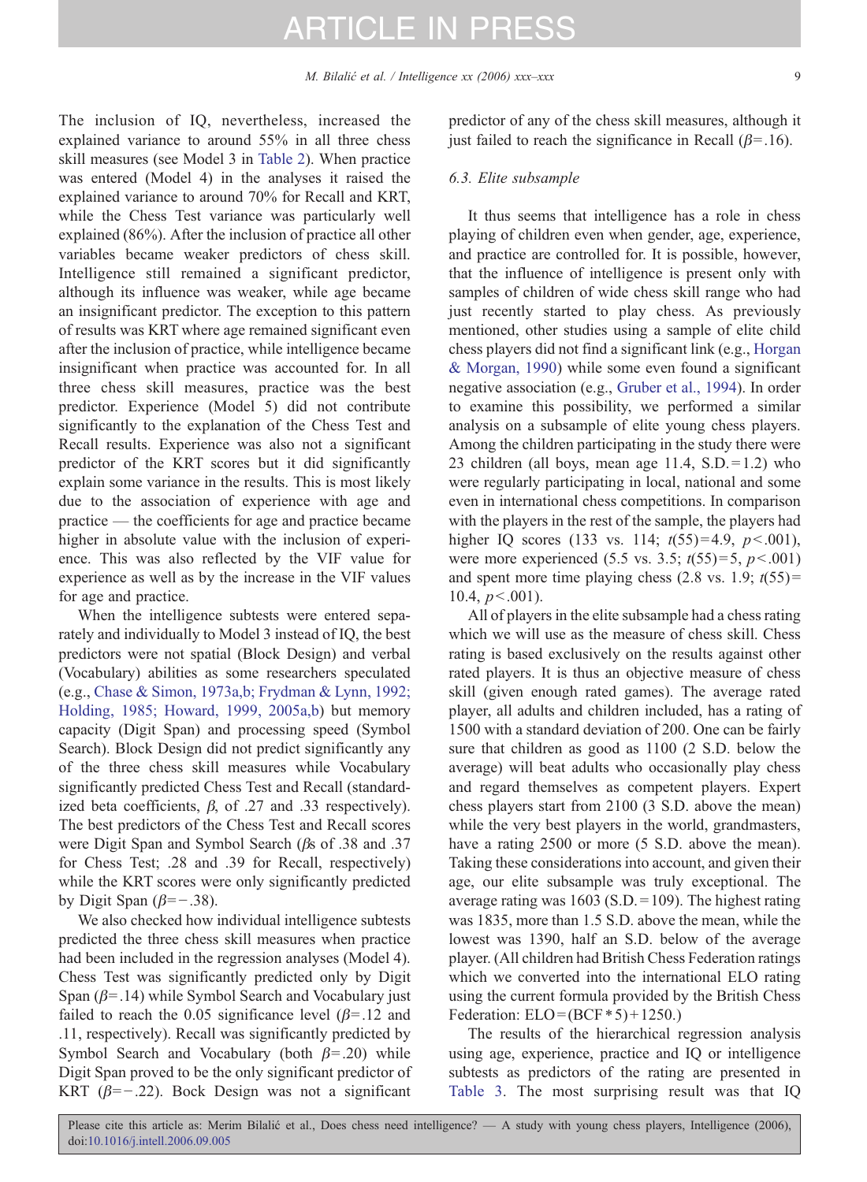The inclusion of IQ, nevertheless, increased the explained variance to around 55% in all three chess skill measures (see Model 3 in Table 2). When practice was entered (Model 4) in the analyses it raised the explained variance to around 70% for Recall and KRT, while the Chess Test variance was particularly well explained (86%). After the inclusion of practice all other variables became weaker predictors of chess skill. Intelligence still remained a significant predictor, although its influence was weaker, while age became an insignificant predictor. The exception to this pattern of results was KRT where age remained significant even after the inclusion of practice, while intelligence became insignificant when practice was accounted for. In all three chess skill measures, practice was the best predictor. Experience (Model 5) did not contribute significantly to the explanation of the Chess Test and Recall results. Experience was also not a significant predictor of the KRT scores but it did significantly explain some variance in the results. This is most likely due to the association of experience with age and practice — the coefficients for age and practice became higher in absolute value with the inclusion of experience. This was also reflected by the VIF value for experience as well as by the increase in the VIF values for age and practice.

When the intelligence subtests were entered separately and individually to Model 3 instead of IQ, the best predictors were not spatial (Block Design) and verbal (Vocabulary) abilities as some researchers speculated (e.g., Chase & Simon, 1973a,b; Frydman & Lynn, 1992; Holding, 1985; Howard, 1999, 2005a,b) but memory capacity (Digit Span) and processing speed (Symbol Search). Block Design did not predict significantly any of the three chess skill measures while Vocabulary significantly predicted Chess Test and Recall (standardized beta coefficients, $\beta$, of .27 and .33 respectively). The best predictors of the Chess Test and Recall scores were Digit Span and Symbol Search ($\beta$s of .38 and .37 for Chess Test; .28 and .39 for Recall, respectively) while the KRT scores were only significantly predicted by Digit Span ($\beta = -.38$).

We also checked how individual intelligence subtests predicted the three chess skill measures when practice had been included in the regression analyses (Model 4). Chess Test was significantly predicted only by Digit Span ($\beta = .14$) while Symbol Search and Vocabulary just failed to reach the 0.05 significance level ($\beta = .12$ and .11, respectively). Recall was significantly predicted by Symbol Search and Vocabulary (both $\beta = .20$) while Digit Span proved to be the only significant predictor of KRT ($\beta = -.22$). Bock Design was not a significant predictor of any of the chess skill measures, although it just failed to reach the significance in Recall ($\beta = .16$).

### 6.3. Elite subsample

It thus seems that intelligence has a role in chess playing of children even when gender, age, experience, and practice are controlled for. It is possible, however, that the influence of intelligence is present only with samples of children of wide chess skill range who had just recently started to play chess. As previously mentioned, other studies using a sample of elite child chess players did not find a significant link (e.g., Horgan & Morgan, 1990) while some even found a significant negative association (e.g., Gruber et al., 1994). In order to examine this possibility, we performed a similar analysis on a subsample of elite young chess players. Among the children participating in the study there were 23 children (all boys, mean age 11.4, S.D. = 1.2) who were regularly participating in local, national and some even in international chess competitions. In comparison with the players in the rest of the sample, the players had higher IQ scores (133 vs. 114; $t(55) = 4.9$, $p < .001$), were more experienced (5.5 vs. 3.5; $t(55) = 5$, $p < .001$) and spent more time playing chess (2.8 vs. 1.9; $t(55) = 10.4$, $p < .001$).

All of players in the elite subsample had a chess rating which we will use as the measure of chess skill. Chess rating is based exclusively on the results against other rated players. It is thus an objective measure of chess skill (given enough rated games). The average rated player, all adults and children included, has a rating of 1500 with a standard deviation of 200. One can be fairly sure that children as good as 1100 (2 S.D. below the average) will beat adults who occasionally play chess and regard themselves as competent players. Expert chess players start from 2100 (3 S.D. above the mean) while the very best players in the world, grandmasters, have a rating 2500 or more (5 S.D. above the mean). Taking these considerations into account, and given their age, our elite subsample was truly exceptional. The average rating was 1603 (S.D. = 109). The highest rating was 1835, more than 1.5 S.D. above the mean, while the lowest was 1390, half an S.D. below of the average player. (All children had British Chess Federation ratings which we converted into the international ELO rating using the current formula provided by the British Chess Federation: ELO = (BCF * 5) + 1250.)

The results of the hierarchical regression analysis using age, experience, practice and IQ or intelligence subtests as predictors of the rating are presented in Table 3. The most surprising result was that IQ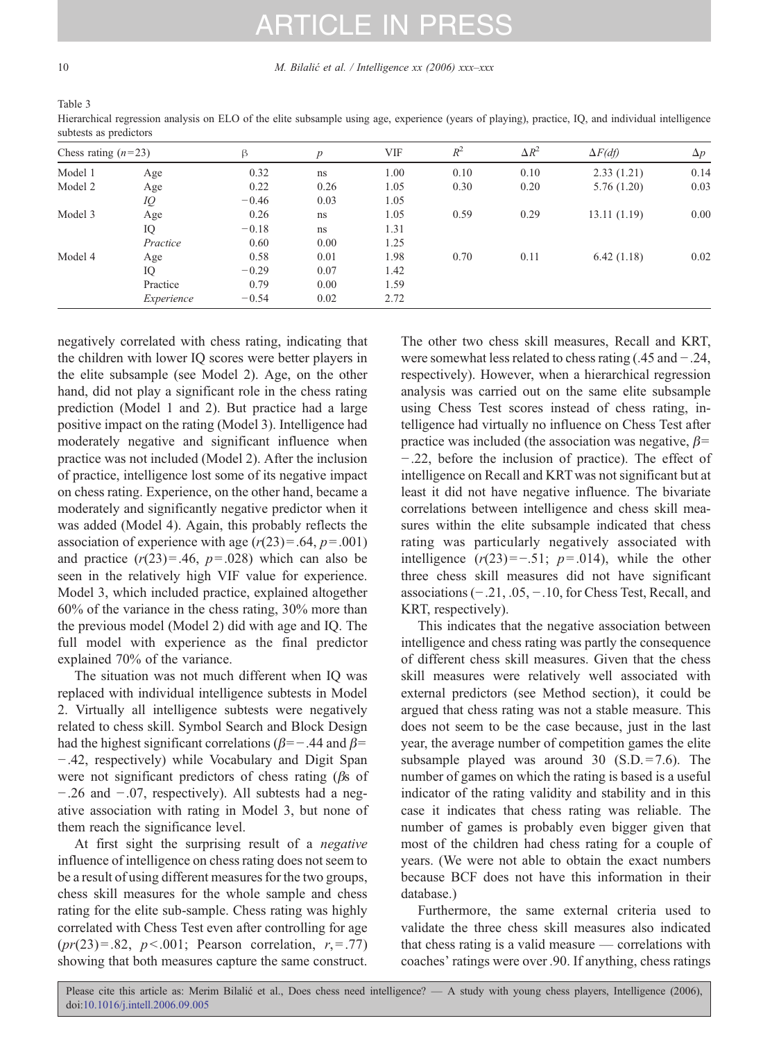Table 3
Hierarchical regression analysis on ELO of the elite subsample using age, experience (years of playing), practice, IQ, and individual intelligence subtests as predictors

| Chess rating ($n$=23) | | β | $p$ | VIF | $R^2$ | $\Delta R^2$ | $\Delta F(df)$ | $\Delta p$ |
|---|---|---|---|---|---|---|---|---|
| Model 1 | Age | 0.32 | ns | 1.00 | 0.10 | 0.10 | 2.33 (1.21) | 0.14 |
| Model 2 | Age | 0.22 | 0.26 | 1.05 | 0.30 | 0.20 | 5.76 (1.20) | 0.03 |
| | *IQ* | −0.46 | 0.03 | 1.05 | | | | |
| Model 3 | Age | 0.26 | ns | 1.05 | 0.59 | 0.29 | 13.11 (1.19) | 0.00 |
| | IQ | −0.18 | ns | 1.31 | | | | |
| | *Practice* | 0.60 | 0.00 | 1.25 | | | | |
| Model 4 | Age | 0.58 | 0.01 | 1.98 | 0.70 | 0.11 | 6.42 (1.18) | 0.02 |
| | IQ | −0.29 | 0.07 | 1.42 | | | | |
| | Practice | 0.79 | 0.00 | 1.59 | | | | |
| | *Experience* | −0.54 | 0.02 | 2.72 | | | | |

negatively correlated with chess rating, indicating that the children with lower IQ scores were better players in the elite subsample (see Model 2). Age, on the other hand, did not play a significant role in the chess rating prediction (Model 1 and 2). But practice had a large positive impact on the rating (Model 3). Intelligence had moderately negative and significant influence when practice was not included (Model 2). After the inclusion of practice, intelligence lost some of its negative impact on chess rating. Experience, on the other hand, became a moderately and significantly negative predictor when it was added (Model 4). Again, this probably reflects the association of experience with age ($r(23)=.64$, $p=.001$) and practice ($r(23)=.46$, $p=.028$) which can also be seen in the relatively high VIF value for experience. Model 3, which included practice, explained altogether 60% of the variance in the chess rating, 30% more than the previous model (Model 2) did with age and IQ. The full model with experience as the final predictor explained 70% of the variance.

The situation was not much different when IQ was replaced with individual intelligence subtests in Model 2. Virtually all intelligence subtests were negatively related to chess skill. Symbol Search and Block Design had the highest significant correlations ($\beta=-.44$ and $\beta=-.42$, respectively) while Vocabulary and Digit Span were not significant predictors of chess rating (*β*s of −.26 and −.07, respectively). All subtests had a negative association with rating in Model 3, but none of them reach the significance level.

At first sight the surprising result of a *negative* influence of intelligence on chess rating does not seem to be a result of using different measures for the two groups, chess skill measures for the whole sample and chess rating for the elite sub-sample. Chess rating was highly correlated with Chess Test even after controlling for age ($pr(23)=.82$, $p<.001$; Pearson correlation, $r,=.77$) showing that both measures capture the same construct. The other two chess skill measures, Recall and KRT, were somewhat less related to chess rating (.45 and −.24, respectively). However, when a hierarchical regression analysis was carried out on the same elite subsample using Chess Test scores instead of chess rating, intelligence had virtually no influence on Chess Test after practice was included (the association was negative, $\beta=-.22$, before the inclusion of practice). The effect of intelligence on Recall and KRT was not significant but at least it did not have negative influence. The bivariate correlations between intelligence and chess skill measures within the elite subsample indicated that chess rating was particularly negatively associated with intelligence ($r(23)=-.51$; $p=.014$), while the other three chess skill measures did not have significant associations (−.21, .05, −.10, for Chess Test, Recall, and KRT, respectively).

This indicates that the negative association between intelligence and chess rating was partly the consequence of different chess skill measures. Given that the chess skill measures were relatively well associated with external predictors (see Method section), it could be argued that chess rating was not a stable measure. This does not seem to be the case because, just in the last year, the average number of competition games the elite subsample played was around 30 (S.D. = 7.6). The number of games on which the rating is based is a useful indicator of the rating validity and stability and in this case it indicates that chess rating was reliable. The number of games is probably even bigger given that most of the children had chess rating for a couple of years. (We were not able to obtain the exact numbers because BCF does not have this information in their database.)

Furthermore, the same external criteria used to validate the three chess skill measures also indicated that chess rating is a valid measure — correlations with coaches' ratings were over .90. If anything, chess ratings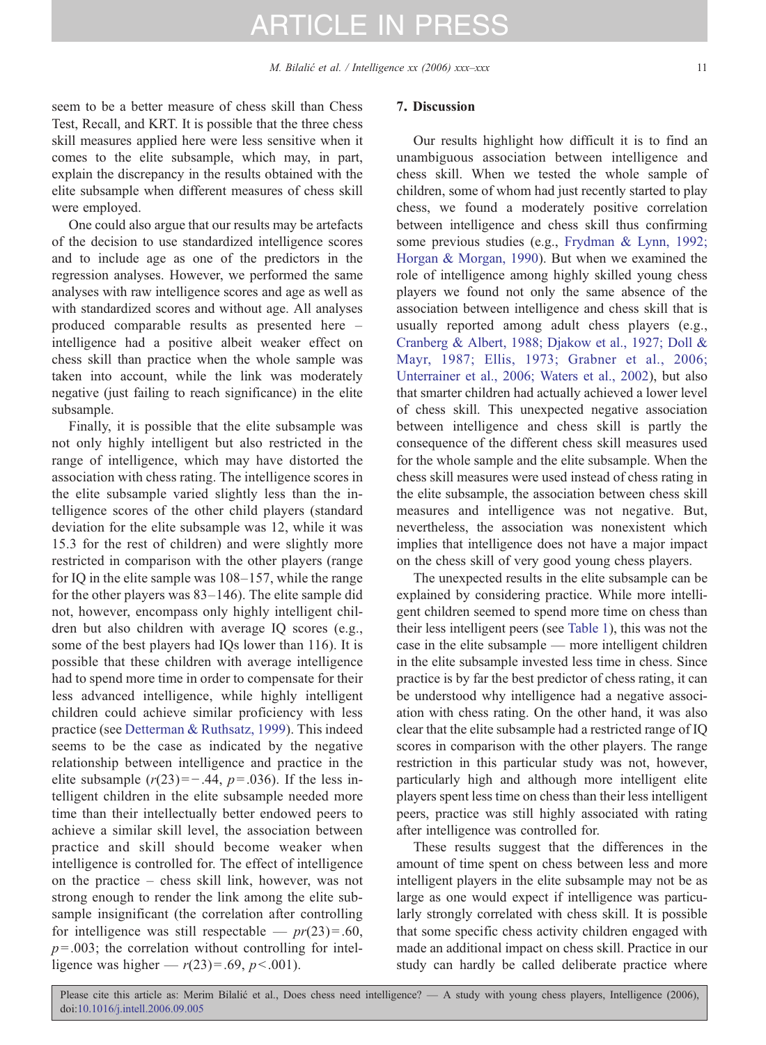seem to be a better measure of chess skill than Chess Test, Recall, and KRT. It is possible that the three chess skill measures applied here were less sensitive when it comes to the elite subsample, which may, in part, explain the discrepancy in the results obtained with the elite subsample when different measures of chess skill were employed.

One could also argue that our results may be artefacts of the decision to use standardized intelligence scores and to include age as one of the predictors in the regression analyses. However, we performed the same analyses with raw intelligence scores and age as well as with standardized scores and without age. All analyses produced comparable results as presented here – intelligence had a positive albeit weaker effect on chess skill than practice when the whole sample was taken into account, while the link was moderately negative (just failing to reach significance) in the elite subsample.

Finally, it is possible that the elite subsample was not only highly intelligent but also restricted in the range of intelligence, which may have distorted the association with chess rating. The intelligence scores in the elite subsample varied slightly less than the intelligence scores of the other child players (standard deviation for the elite subsample was 12, while it was 15.3 for the rest of children) and were slightly more restricted in comparison with the other players (range for IQ in the elite sample was 108–157, while the range for the other players was 83–146). The elite sample did not, however, encompass only highly intelligent children but also children with average IQ scores (e.g., some of the best players had IQs lower than 116). It is possible that these children with average intelligence had to spend more time in order to compensate for their less advanced intelligence, while highly intelligent children could achieve similar proficiency with less practice (see Detterman & Ruthsatz, 1999). This indeed seems to be the case as indicated by the negative relationship between intelligence and practice in the elite subsample ($r(23) = -.44$, $p = .036$). If the less intelligent children in the elite subsample needed more time than their intellectually better endowed peers to achieve a similar skill level, the association between practice and skill should become weaker when intelligence is controlled for. The effect of intelligence on the practice – chess skill link, however, was not strong enough to render the link among the elite subsample insignificant (the correlation after controlling for intelligence was still respectable — $pr(23) = .60$, $p = .003$; the correlation without controlling for intelligence was higher — $r(23) = .69$, $p < .001$).

## 7. Discussion

Our results highlight how difficult it is to find an unambiguous association between intelligence and chess skill. When we tested the whole sample of children, some of whom had just recently started to play chess, we found a moderately positive correlation between intelligence and chess skill thus confirming some previous studies (e.g., Frydman & Lynn, 1992; Horgan & Morgan, 1990). But when we examined the role of intelligence among highly skilled young chess players we found not only the same absence of the association between intelligence and chess skill that is usually reported among adult chess players (e.g., Cranberg & Albert, 1988; Djakow et al., 1927; Doll & Mayr, 1987; Ellis, 1973; Grabner et al., 2006; Unterrainer et al., 2006; Waters et al., 2002), but also that smarter children had actually achieved a lower level of chess skill. This unexpected negative association between intelligence and chess skill is partly the consequence of the different chess skill measures used for the whole sample and the elite subsample. When the chess skill measures were used instead of chess rating in the elite subsample, the association between chess skill measures and intelligence was not negative. But, nevertheless, the association was nonexistent which implies that intelligence does not have a major impact on the chess skill of very good young chess players.

The unexpected results in the elite subsample can be explained by considering practice. While more intelligent children seemed to spend more time on chess than their less intelligent peers (see Table 1), this was not the case in the elite subsample — more intelligent children in the elite subsample invested less time in chess. Since practice is by far the best predictor of chess rating, it can be understood why intelligence had a negative association with chess rating. On the other hand, it was also clear that the elite subsample had a restricted range of IQ scores in comparison with the other players. The range restriction in this particular study was not, however, particularly high and although more intelligent elite players spent less time on chess than their less intelligent peers, practice was still highly associated with rating after intelligence was controlled for.

These results suggest that the differences in the amount of time spent on chess between less and more intelligent players in the elite subsample may not be as large as one would expect if intelligence was particularly strongly correlated with chess skill. It is possible that some specific chess activity children engaged with made an additional impact on chess skill. Practice in our study can hardly be called deliberate practice where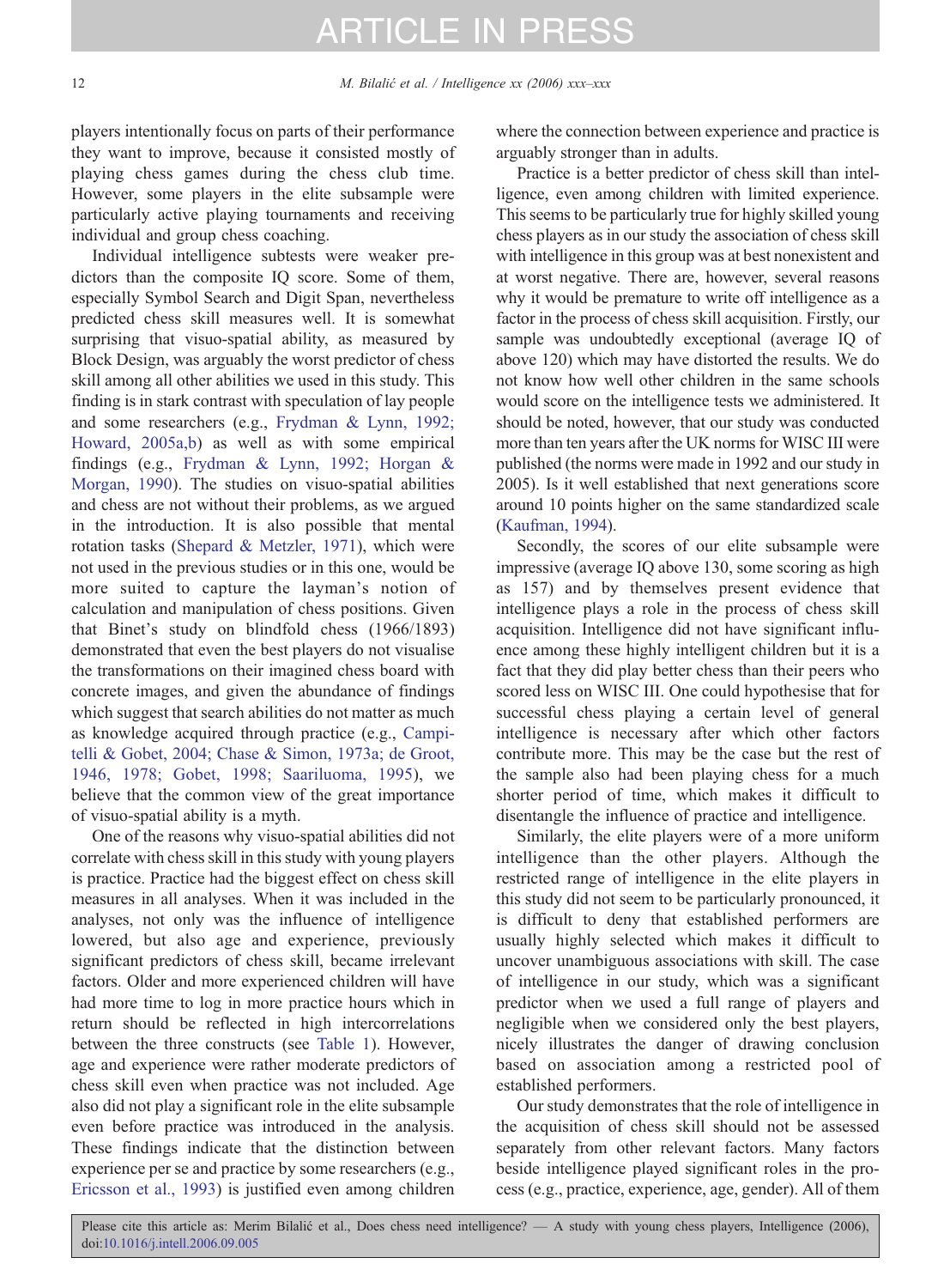players intentionally focus on parts of their performance they want to improve, because it consisted mostly of playing chess games during the chess club time. However, some players in the elite subsample were particularly active playing tournaments and receiving individual and group chess coaching.

Individual intelligence subtests were weaker predictors than the composite IQ score. Some of them, especially Symbol Search and Digit Span, nevertheless predicted chess skill measures well. It is somewhat surprising that visuo-spatial ability, as measured by Block Design, was arguably the worst predictor of chess skill among all other abilities we used in this study. This finding is in stark contrast with speculation of lay people and some researchers (e.g., Frydman & Lynn, 1992; Howard, 2005a,b) as well as with some empirical findings (e.g., Frydman & Lynn, 1992; Horgan & Morgan, 1990). The studies on visuo-spatial abilities and chess are not without their problems, as we argued in the introduction. It is also possible that mental rotation tasks (Shepard & Metzler, 1971), which were not used in the previous studies or in this one, would be more suited to capture the layman's notion of calculation and manipulation of chess positions. Given that Binet's study on blindfold chess (1966/1893) demonstrated that even the best players do not visualise the transformations on their imagined chess board with concrete images, and given the abundance of findings which suggest that search abilities do not matter as much as knowledge acquired through practice (e.g., Campitelli & Gobet, 2004; Chase & Simon, 1973a; de Groot, 1946, 1978; Gobet, 1998; Saariluoma, 1995), we believe that the common view of the great importance of visuo-spatial ability is a myth.

One of the reasons why visuo-spatial abilities did not correlate with chess skill in this study with young players is practice. Practice had the biggest effect on chess skill measures in all analyses. When it was included in the analyses, not only was the influence of intelligence lowered, but also age and experience, previously significant predictors of chess skill, became irrelevant factors. Older and more experienced children will have had more time to log in more practice hours which in return should be reflected in high intercorrelations between the three constructs (see Table 1). However, age and experience were rather moderate predictors of chess skill even when practice was not included. Age also did not play a significant role in the elite subsample even before practice was introduced in the analysis. These findings indicate that the distinction between experience per se and practice by some researchers (e.g., Ericsson et al., 1993) is justified even among children where the connection between experience and practice is arguably stronger than in adults.

Practice is a better predictor of chess skill than intelligence, even among children with limited experience. This seems to be particularly true for highly skilled young chess players as in our study the association of chess skill with intelligence in this group was at best nonexistent and at worst negative. There are, however, several reasons why it would be premature to write off intelligence as a factor in the process of chess skill acquisition. Firstly, our sample was undoubtedly exceptional (average IQ of above 120) which may have distorted the results. We do not know how well other children in the same schools would score on the intelligence tests we administered. It should be noted, however, that our study was conducted more than ten years after the UK norms for WISC III were published (the norms were made in 1992 and our study in 2005). Is it well established that next generations score around 10 points higher on the same standardized scale (Kaufman, 1994).

Secondly, the scores of our elite subsample were impressive (average IQ above 130, some scoring as high as 157) and by themselves present evidence that intelligence plays a role in the process of chess skill acquisition. Intelligence did not have significant influence among these highly intelligent children but it is a fact that they did play better chess than their peers who scored less on WISC III. One could hypothesise that for successful chess playing a certain level of general intelligence is necessary after which other factors contribute more. This may be the case but the rest of the sample also had been playing chess for a much shorter period of time, which makes it difficult to disentangle the influence of practice and intelligence.

Similarly, the elite players were of a more uniform intelligence than the other players. Although the restricted range of intelligence in the elite players in this study did not seem to be particularly pronounced, it is difficult to deny that established performers are usually highly selected which makes it difficult to uncover unambiguous associations with skill. The case of intelligence in our study, which was a significant predictor when we used a full range of players and negligible when we considered only the best players, nicely illustrates the danger of drawing conclusion based on association among a restricted pool of established performers.

Our study demonstrates that the role of intelligence in the acquisition of chess skill should not be assessed separately from other relevant factors. Many factors beside intelligence played significant roles in the process (e.g., practice, experience, age, gender). All of them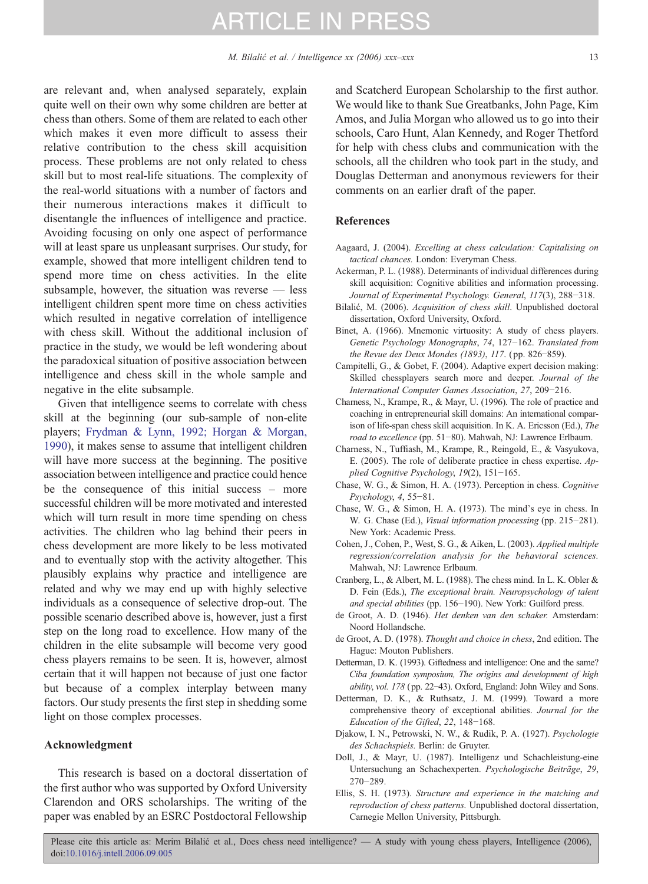are relevant and, when analysed separately, explain quite well on their own why some children are better at chess than others. Some of them are related to each other which makes it even more difficult to assess their relative contribution to the chess skill acquisition process. These problems are not only related to chess skill but to most real-life situations. The complexity of the real-world situations with a number of factors and their numerous interactions makes it difficult to disentangle the influences of intelligence and practice. Avoiding focusing on only one aspect of performance will at least spare us unpleasant surprises. Our study, for example, showed that more intelligent children tend to spend more time on chess activities. In the elite subsample, however, the situation was reverse — less intelligent children spent more time on chess activities which resulted in negative correlation of intelligence with chess skill. Without the additional inclusion of practice in the study, we would be left wondering about the paradoxical situation of positive association between intelligence and chess skill in the whole sample and negative in the elite subsample.

Given that intelligence seems to correlate with chess skill at the beginning (our sub-sample of non-elite players; Frydman & Lynn, 1992; Horgan & Morgan, 1990), it makes sense to assume that intelligent children will have more success at the beginning. The positive association between intelligence and practice could hence be the consequence of this initial success – more successful children will be more motivated and interested which will turn result in more time spending on chess activities. The children who lag behind their peers in chess development are more likely to be less motivated and to eventually stop with the activity altogether. This plausibly explains why practice and intelligence are related and why we may end up with highly selective individuals as a consequence of selective drop-out. The possible scenario described above is, however, just a first step on the long road to excellence. How many of the children in the elite subsample will become very good chess players remains to be seen. It is, however, almost certain that it will happen not because of just one factor but because of a complex interplay between many factors. Our study presents the first step in shedding some light on those complex processes.

## Acknowledgment

This research is based on a doctoral dissertation of the first author who was supported by Oxford University Clarendon and ORS scholarships. The writing of the paper was enabled by an ESRC Postdoctoral Fellowship and Scatcherd European Scholarship to the first author. We would like to thank Sue Greatbanks, John Page, Kim Amos, and Julia Morgan who allowed us to go into their schools, Caro Hunt, Alan Kennedy, and Roger Thetford for help with chess clubs and communication with the schools, all the children who took part in the study, and Douglas Detterman and anonymous reviewers for their comments on an earlier draft of the paper.

## References

Aagaard, J. (2004). *Excelling at chess calculation: Capitalising on tactical chances.* London: Everyman Chess.

Ackerman, P. L. (1988). Determinants of individual differences during skill acquisition: Cognitive abilities and information processing. *Journal of Experimental Psychology. General*, *117*(3), 288−318.

Bilalić, M. (2006). *Acquisition of chess skill*. Unpublished doctoral dissertation, Oxford University, Oxford.

Binet, A. (1966). Mnemonic virtuosity: A study of chess players. *Genetic Psychology Monographs*, *74*, 127−162. *Translated from the Revue des Deux Mondes (1893)*, *117*. (pp. 826−859).

Campitelli, G., & Gobet, F. (2004). Adaptive expert decision making: Skilled chessplayers search more and deeper. *Journal of the International Computer Games Association*, *27*, 209−216.

Charness, N., Krampe, R., & Mayr, U. (1996). The role of practice and coaching in entrepreneurial skill domains: An international comparison of life-span chess skill acquisition. In K. A. Ericsson (Ed.), *The road to excellence* (pp. 51−80). Mahwah, NJ: Lawrence Erlbaum.

Charness, N., Tuffiash, M., Krampe, R., Reingold, E., & Vasyukova, E. (2005). The role of deliberate practice in chess expertise. *Applied Cognitive Psychology*, *19*(2), 151−165.

Chase, W. G., & Simon, H. A. (1973). Perception in chess. *Cognitive Psychology*, *4*, 55−81.

Chase, W. G., & Simon, H. A. (1973). The mind's eye in chess. In W. G. Chase (Ed.), *Visual information processing* (pp. 215−281). New York: Academic Press.

Cohen, J., Cohen, P., West, S. G., & Aiken, L. (2003). *Applied multiple regression/correlation analysis for the behavioral sciences.* Mahwah, NJ: Lawrence Erlbaum.

Cranberg, L., & Albert, M. L. (1988). The chess mind. In L. K. Obler & D. Fein (Eds.), *The exceptional brain. Neuropsychology of talent and special abilities* (pp. 156−190). New York: Guilford press.

de Groot, A. D. (1946). *Het denken van den schaker.* Amsterdam: Noord Hollandsche.

de Groot, A. D. (1978). *Thought and choice in chess*, 2nd edition. The Hague: Mouton Publishers.

Detterman, D. K. (1993). Giftedness and intelligence: One and the same? *Ciba foundation symposium, The origins and development of high ability*, *vol. 178* (pp. 22−43). Oxford, England: John Wiley and Sons.

Detterman, D. K., & Ruthsatz, J. M. (1999). Toward a more comprehensive theory of exceptional abilities. *Journal for the Education of the Gifted*, *22*, 148−168.

Djakow, I. N., Petrowski, N. W., & Rudik, P. A. (1927). *Psychologie des Schachspiels.* Berlin: de Gruyter.

Doll, J., & Mayr, U. (1987). Intelligenz und Schachleistung-eine Untersuchung an Schachexperten. *Psychologische Beiträge*, *29*, 270−289.

Ellis, S. H. (1973). *Structure and experience in the matching and reproduction of chess patterns.* Unpublished doctoral dissertation, Carnegie Mellon University, Pittsburgh.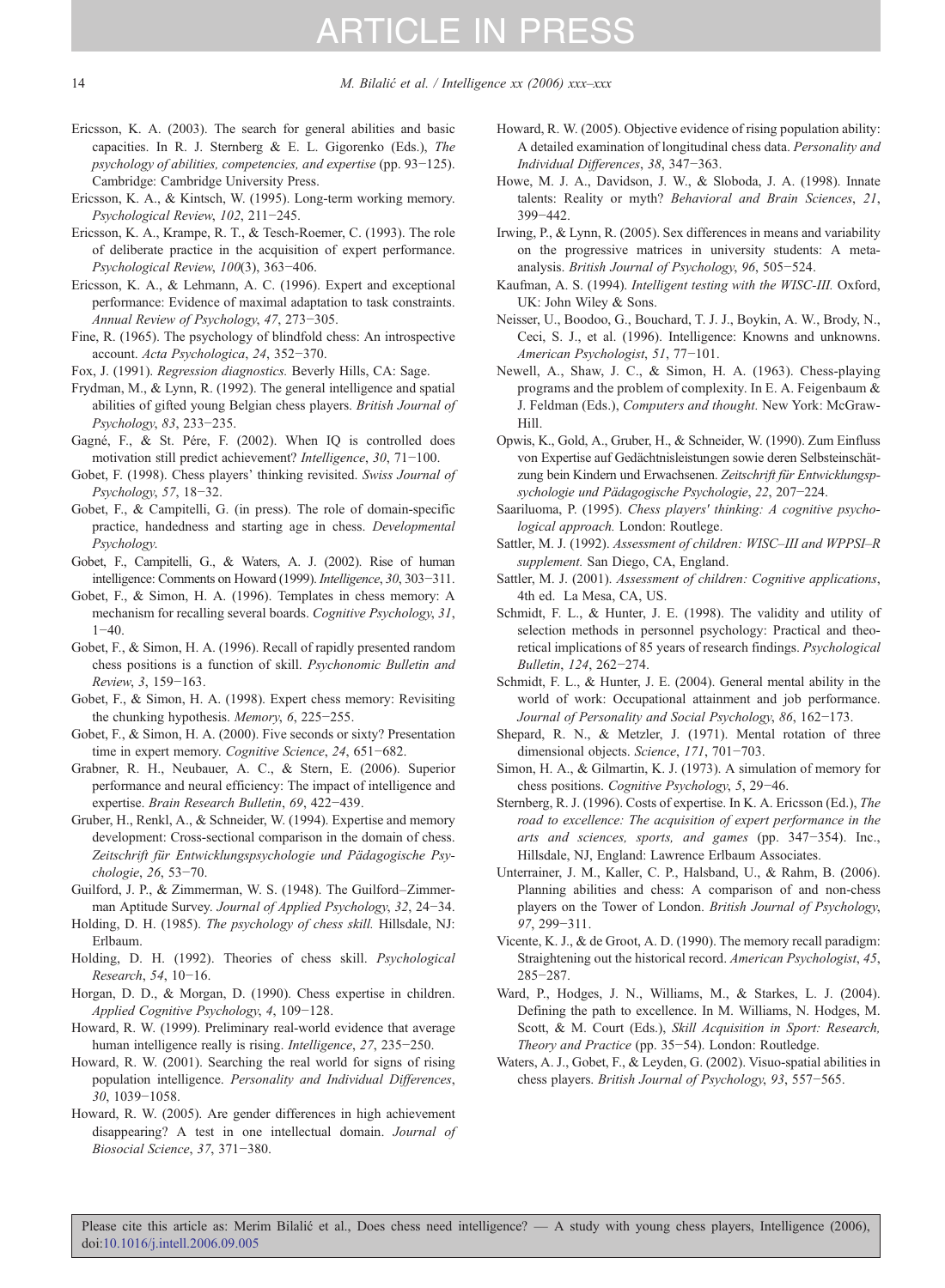Ericsson, K. A. (2003). The search for general abilities and basic capacities. In R. J. Sternberg & E. L. Gigorenko (Eds.), *The psychology of abilities, competencies, and expertise* (pp. 93−125). Cambridge: Cambridge University Press.

Ericsson, K. A., & Kintsch, W. (1995). Long-term working memory. *Psychological Review*, *102*, 211−245.

Ericsson, K. A., Krampe, R. T., & Tesch-Roemer, C. (1993). The role of deliberate practice in the acquisition of expert performance. *Psychological Review*, *100*(3), 363−406.

Ericsson, K. A., & Lehmann, A. C. (1996). Expert and exceptional performance: Evidence of maximal adaptation to task constraints. *Annual Review of Psychology*, *47*, 273−305.

Fine, R. (1965). The psychology of blindfold chess: An introspective account. *Acta Psychologica*, *24*, 352−370.

Fox, J. (1991). *Regression diagnostics.* Beverly Hills, CA: Sage.

Frydman, M., & Lynn, R. (1992). The general intelligence and spatial abilities of gifted young Belgian chess players. *British Journal of Psychology*, *83*, 233−235.

Gagné, F., & St. Pére, F. (2002). When IQ is controlled does motivation still predict achievement? *Intelligence*, *30*, 71−100.

Gobet, F. (1998). Chess players' thinking revisited. *Swiss Journal of Psychology*, *57*, 18−32.

Gobet, F., & Campitelli, G. (in press). The role of domain-specific practice, handedness and starting age in chess. *Developmental Psychology.*

Gobet, F., Campitelli, G., & Waters, A. J. (2002). Rise of human intelligence: Comments on Howard (1999). *Intelligence*, *30*, 303−311.

Gobet, F., & Simon, H. A. (1996). Templates in chess memory: A mechanism for recalling several boards. *Cognitive Psychology*, *31*, 1−40.

Gobet, F., & Simon, H. A. (1996). Recall of rapidly presented random chess positions is a function of skill. *Psychonomic Bulletin and Review*, *3*, 159−163.

Gobet, F., & Simon, H. A. (1998). Expert chess memory: Revisiting the chunking hypothesis. *Memory*, *6*, 225−255.

Gobet, F., & Simon, H. A. (2000). Five seconds or sixty? Presentation time in expert memory. *Cognitive Science*, *24*, 651−682.

Grabner, R. H., Neubauer, A. C., & Stern, E. (2006). Superior performance and neural efficiency: The impact of intelligence and expertise. *Brain Research Bulletin*, *69*, 422−439.

Gruber, H., Renkl, A., & Schneider, W. (1994). Expertise and memory development: Cross-sectional comparison in the domain of chess. *Zeitschrift für Entwicklungspsychologie und Pädagogische Psychologie*, *26*, 53−70.

Guilford, J. P., & Zimmerman, W. S. (1948). The Guilford–Zimmerman Aptitude Survey. *Journal of Applied Psychology*, *32*, 24−34.

Holding, D. H. (1985). *The psychology of chess skill.* Hillsdale, NJ: Erlbaum.

Holding, D. H. (1992). Theories of chess skill. *Psychological Research*, *54*, 10−16.

Horgan, D. D., & Morgan, D. (1990). Chess expertise in children. *Applied Cognitive Psychology*, *4*, 109−128.

Howard, R. W. (1999). Preliminary real-world evidence that average human intelligence really is rising. *Intelligence*, *27*, 235−250.

Howard, R. W. (2001). Searching the real world for signs of rising population intelligence. *Personality and Individual Differences*, *30*, 1039−1058.

Howard, R. W. (2005). Are gender differences in high achievement disappearing? A test in one intellectual domain. *Journal of Biosocial Science*, *37*, 371−380.

Howard, R. W. (2005). Objective evidence of rising population ability: A detailed examination of longitudinal chess data. *Personality and Individual Differences*, *38*, 347−363.

Howe, M. J. A., Davidson, J. W., & Sloboda, J. A. (1998). Innate talents: Reality or myth? *Behavioral and Brain Sciences*, *21*, 399−442.

Irwing, P., & Lynn, R. (2005). Sex differences in means and variability on the progressive matrices in university students: A meta-analysis. *British Journal of Psychology*, *96*, 505−524.

Kaufman, A. S. (1994). *Intelligent testing with the WISC-III.* Oxford, UK: John Wiley & Sons.

Neisser, U., Boodoo, G., Bouchard, T. J. J., Boykin, A. W., Brody, N., Ceci, S. J., et al. (1996). Intelligence: Knowns and unknowns. *American Psychologist*, *51*, 77−101.

Newell, A., Shaw, J. C., & Simon, H. A. (1963). Chess-playing programs and the problem of complexity. In E. A. Feigenbaum & J. Feldman (Eds.), *Computers and thought.* New York: McGraw-Hill.

Opwis, K., Gold, A., Gruber, H., & Schneider, W. (1990). Zum Einfluss von Expertise auf Gedächtnisleistungen sowie deren Selbsteinschätzung bein Kindern und Erwachsenen. *Zeitschrift für Entwicklungspsychologie und Pädagogische Psychologie*, *22*, 207−224.

Saariluoma, P. (1995). *Chess players' thinking: A cognitive psychological approach.* London: Routlege.

Sattler, M. J. (1992). *Assessment of children: WISC–III and WPPSI–R supplement.* San Diego, CA, England.

Sattler, M. J. (2001). *Assessment of children: Cognitive applications*, 4th ed. La Mesa, CA, US.

Schmidt, F. L., & Hunter, J. E. (1998). The validity and utility of selection methods in personnel psychology: Practical and theoretical implications of 85 years of research findings. *Psychological Bulletin*, *124*, 262−274.

Schmidt, F. L., & Hunter, J. E. (2004). General mental ability in the world of work: Occupational attainment and job performance. *Journal of Personality and Social Psychology*, *86*, 162−173.

Shepard, R. N., & Metzler, J. (1971). Mental rotation of three dimensional objects. *Science*, *171*, 701−703.

Simon, H. A., & Gilmartin, K. J. (1973). A simulation of memory for chess positions. *Cognitive Psychology*, *5*, 29−46.

Sternberg, R. J. (1996). Costs of expertise. In K. A. Ericsson (Ed.), *The road to excellence: The acquisition of expert performance in the arts and sciences, sports, and games* (pp. 347−354). Inc., Hillsdale, NJ, England: Lawrence Erlbaum Associates.

Unterrainer, J. M., Kaller, C. P., Halsband, U., & Rahm, B. (2006). Planning abilities and chess: A comparison of and non-chess players on the Tower of London. *British Journal of Psychology*, *97*, 299−311.

Vicente, K. J., & de Groot, A. D. (1990). The memory recall paradigm: Straightening out the historical record. *American Psychologist*, *45*, 285−287.

Ward, P., Hodges, J. N., Williams, M., & Starkes, L. J. (2004). Defining the path to excellence. In M. Williams, N. Hodges, M. Scott, & M. Court (Eds.), *Skill Acquisition in Sport: Research, Theory and Practice* (pp. 35−54). London: Routledge.

Waters, A. J., Gobet, F., & Leyden, G. (2002). Visuo-spatial abilities in chess players. *British Journal of Psychology*, *93*, 557−565.